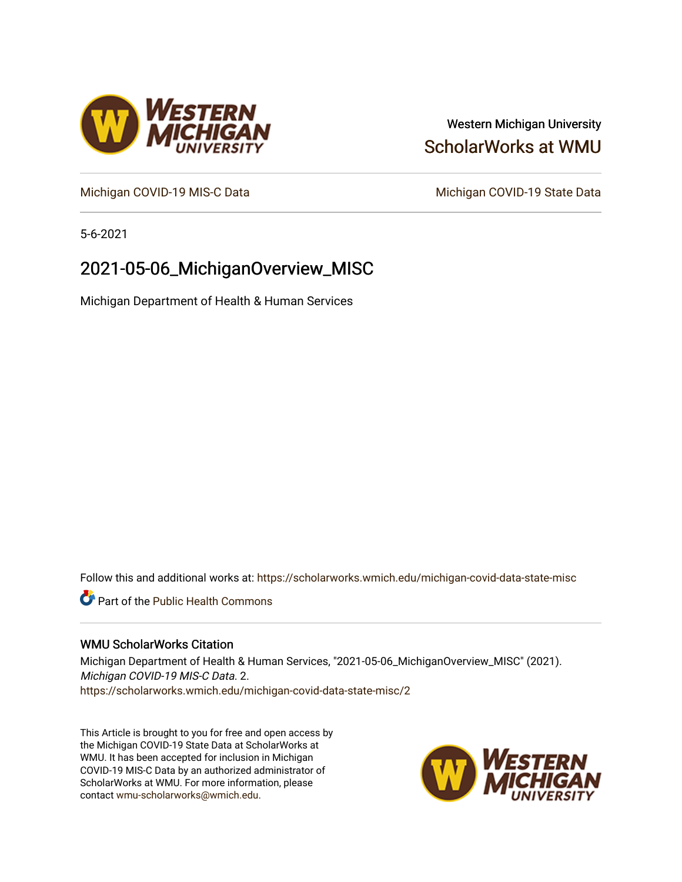Western Michigan University

ScholarWorks at WMU

Michigan COVID-19 MIS-C Data

Michigan COVID-19 State Data

5-6-2021

# 2021-05-06_MichiganOverview_MISC

Michigan Department of Health & Human Services

Follow this and additional works at: https://scholarworks.wmich.edu/michigan-covid-data-state-misc

Part of the Public Health Commons

## WMU ScholarWorks Citation

Michigan Department of Health & Human Services, "2021-05-06_MichiganOverview_MISC" (2021). *Michigan COVID-19 MIS-C Data*. 2.
https://scholarworks.wmich.edu/michigan-covid-data-state-misc/2

This Article is brought to you for free and open access by the Michigan COVID-19 State Data at ScholarWorks at WMU. It has been accepted for inclusion in Michigan COVID-19 MIS-C Data by an authorized administrator of ScholarWorks at WMU. For more information, please contact wmu-scholarworks@wmich.edu.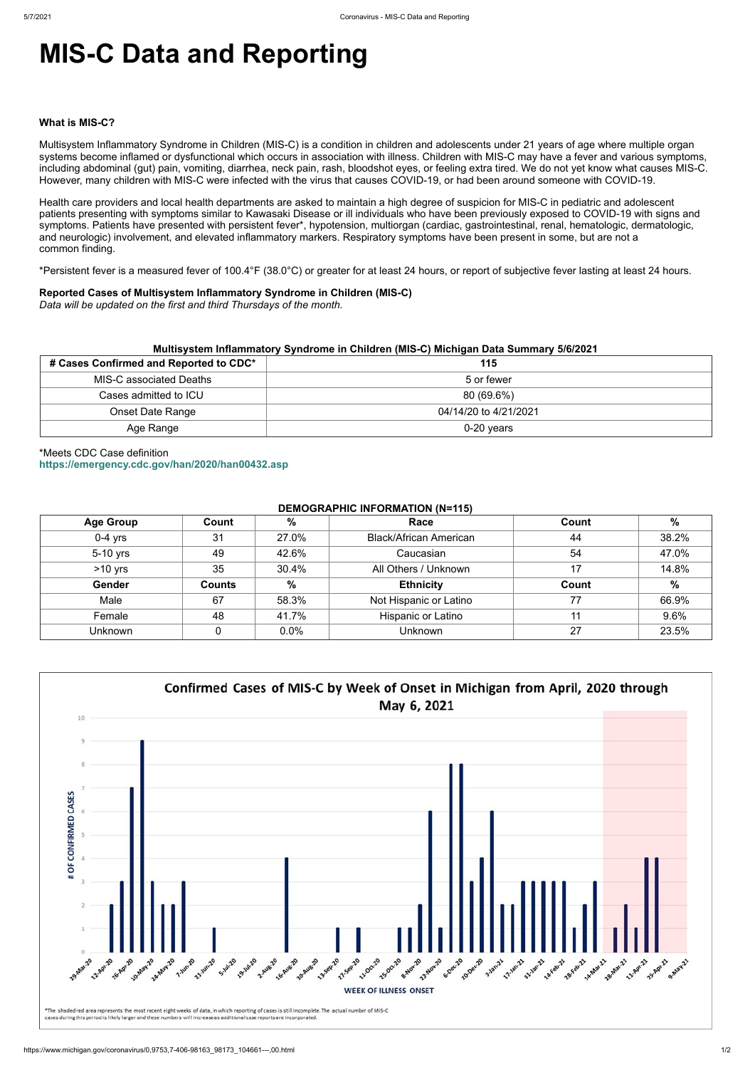# MIS-C Data and Reporting

**What is MIS-C?**

Multisystem Inflammatory Syndrome in Children (MIS-C) is a condition in children and adolescents under 21 years of age where multiple organ systems become inflamed or dysfunctional which occurs in association with illness. Children with MIS-C may have a fever and various symptoms, including abdominal (gut) pain, vomiting, diarrhea, neck pain, rash, bloodshot eyes, or feeling extra tired. We do not yet know what causes MIS-C. However, many children with MIS-C were infected with the virus that causes COVID-19, or had been around someone with COVID-19.

Health care providers and local health departments are asked to maintain a high degree of suspicion for MIS-C in pediatric and adolescent patients presenting with symptoms similar to Kawasaki Disease or ill individuals who have been previously exposed to COVID-19 with signs and symptoms. Patients have presented with persistent fever*, hypotension, multiorgan (cardiac, gastrointestinal, renal, hematologic, dermatologic, and neurologic) involvement, and elevated inflammatory markers. Respiratory symptoms have been present in some, but are not a common finding.

*Persistent fever is a measured fever of 100.4°F (38.0°C) or greater for at least 24 hours, or report of subjective fever lasting at least 24 hours.

**Reported Cases of Multisystem Inflammatory Syndrome in Children (MIS-C)**
*Data will be updated on the first and third Thursdays of the month.*

**Multisystem Inflammatory Syndrome in Children (MIS-C) Michigan Data Summary 5/6/2021**

| # Cases Confirmed and Reported to CDC* | 115 |
|---|---|
| MIS-C associated Deaths | 5 or fewer |
| Cases admitted to ICU | 80 (69.6%) |
| Onset Date Range | 04/14/20 to 4/21/2021 |
| Age Range | 0-20 years |

*Meets CDC Case definition
https://emergency.cdc.gov/han/2020/han00432.asp

**DEMOGRAPHIC INFORMATION (N=115)**

| Age Group | Count | % | Race | Count | % |
|---|---|---|---|---|---|
| 0-4 yrs | 31 | 27.0% | Black/African American | 44 | 38.2% |
| 5-10 yrs | 49 | 42.6% | Caucasian | 54 | 47.0% |
| >10 yrs | 35 | 30.4% | All Others / Unknown | 17 | 14.8% |
| **Gender** | **Counts** | **%** | **Ethnicity** | **Count** | **%** |
| Male | 67 | 58.3% | Not Hispanic or Latino | 77 | 66.9% |
| Female | 48 | 41.7% | Hispanic or Latino | 11 | 9.6% |
| Unknown | 0 | 0.0% | Unknown | 27 | 23.5% |

**Confirmed Cases of MIS-C by Week of Onset in Michigan from April, 2020 through May 6, 2021**

*The shaded red area represents the most recent eight weeks of data, in which reporting of cases is still incomplete. The actual number of MIS-C cases during this period is likely larger and these numbers will increase as additional case reports are incorporated.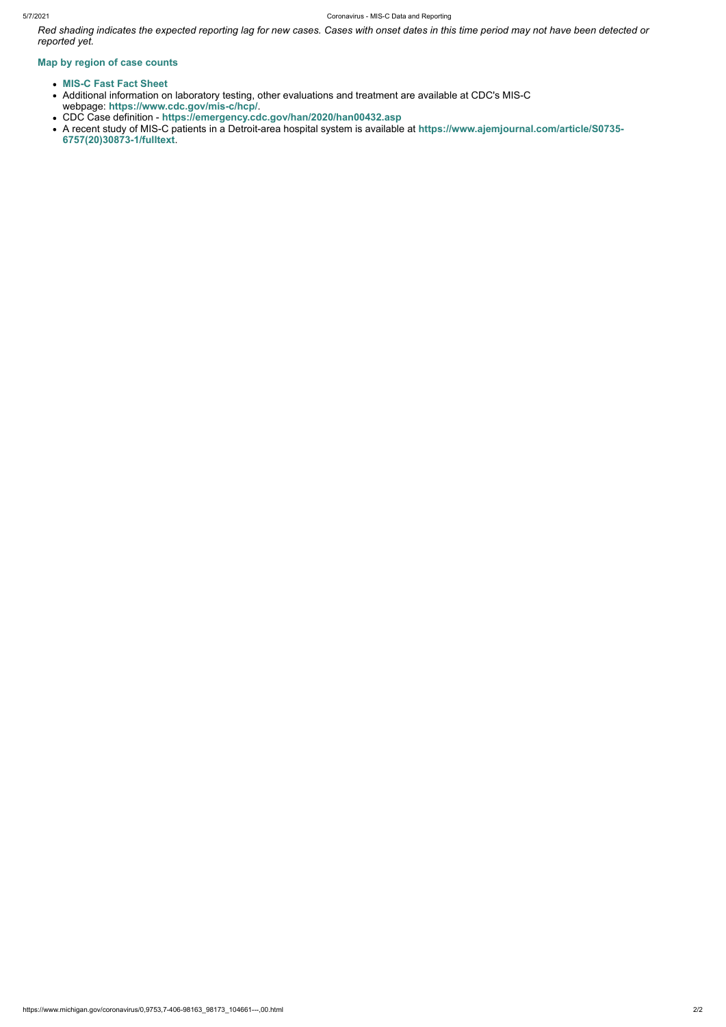*Red shading indicates the expected reporting lag for new cases. Cases with onset dates in this time period may not have been detected or reported yet.*

**Map by region of case counts**

- **MIS-C Fast Fact Sheet**
- Additional information on laboratory testing, other evaluations and treatment are available at CDC's MIS-C webpage: **https://www.cdc.gov/mis-c/hcp/**.
- CDC Case definition - **https://emergency.cdc.gov/han/2020/han00432.asp**
- A recent study of MIS-C patients in a Detroit-area hospital system is available at **https://www.ajemjournal.com/article/S0735-6757(20)30873-1/fulltext**.